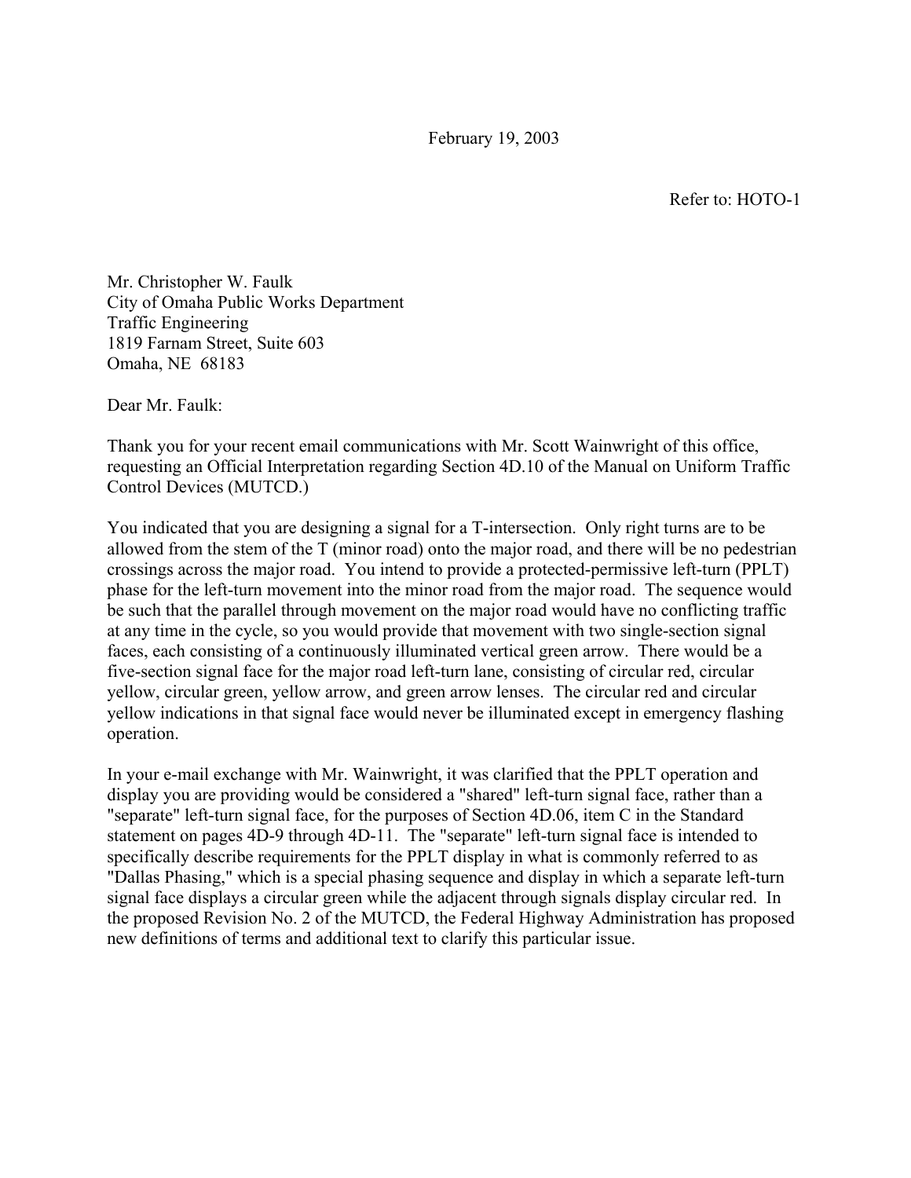February 19, 2003

Refer to: HOTO-1

Mr. Christopher W. Faulk
City of Omaha Public Works Department
Traffic Engineering
1819 Farnam Street, Suite 603
Omaha, NE 68183

Dear Mr. Faulk:

Thank you for your recent email communications with Mr. Scott Wainwright of this office, requesting an Official Interpretation regarding Section 4D.10 of the Manual on Uniform Traffic Control Devices (MUTCD.)

You indicated that you are designing a signal for a T-intersection. Only right turns are to be allowed from the stem of the T (minor road) onto the major road, and there will be no pedestrian crossings across the major road. You intend to provide a protected-permissive left-turn (PPLT) phase for the left-turn movement into the minor road from the major road. The sequence would be such that the parallel through movement on the major road would have no conflicting traffic at any time in the cycle, so you would provide that movement with two single-section signal faces, each consisting of a continuously illuminated vertical green arrow. There would be a five-section signal face for the major road left-turn lane, consisting of circular red, circular yellow, circular green, yellow arrow, and green arrow lenses. The circular red and circular yellow indications in that signal face would never be illuminated except in emergency flashing operation.

In your e-mail exchange with Mr. Wainwright, it was clarified that the PPLT operation and display you are providing would be considered a "shared" left-turn signal face, rather than a "separate" left-turn signal face, for the purposes of Section 4D.06, item C in the Standard statement on pages 4D-9 through 4D-11. The "separate" left-turn signal face is intended to specifically describe requirements for the PPLT display in what is commonly referred to as "Dallas Phasing," which is a special phasing sequence and display in which a separate left-turn signal face displays a circular green while the adjacent through signals display circular red. In the proposed Revision No. 2 of the MUTCD, the Federal Highway Administration has proposed new definitions of terms and additional text to clarify this particular issue.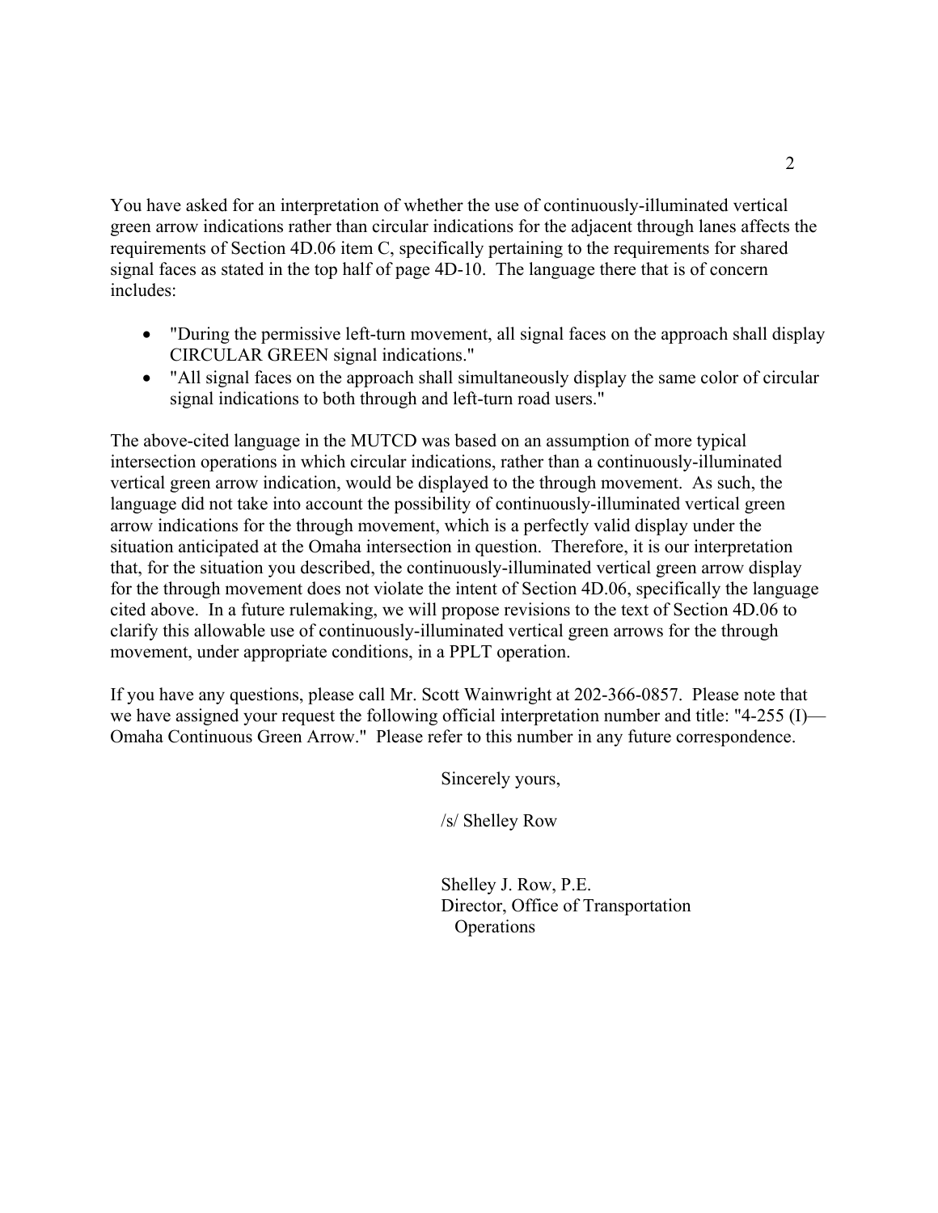You have asked for an interpretation of whether the use of continuously-illuminated vertical green arrow indications rather than circular indications for the adjacent through lanes affects the requirements of Section 4D.06 item C, specifically pertaining to the requirements for shared signal faces as stated in the top half of page 4D-10. The language there that is of concern includes:

- "During the permissive left-turn movement, all signal faces on the approach shall display CIRCULAR GREEN signal indications."
- "All signal faces on the approach shall simultaneously display the same color of circular signal indications to both through and left-turn road users."

The above-cited language in the MUTCD was based on an assumption of more typical intersection operations in which circular indications, rather than a continuously-illuminated vertical green arrow indication, would be displayed to the through movement. As such, the language did not take into account the possibility of continuously-illuminated vertical green arrow indications for the through movement, which is a perfectly valid display under the situation anticipated at the Omaha intersection in question. Therefore, it is our interpretation that, for the situation you described, the continuously-illuminated vertical green arrow display for the through movement does not violate the intent of Section 4D.06, specifically the language cited above. In a future rulemaking, we will propose revisions to the text of Section 4D.06 to clarify this allowable use of continuously-illuminated vertical green arrows for the through movement, under appropriate conditions, in a PPLT operation.

If you have any questions, please call Mr. Scott Wainwright at 202-366-0857. Please note that we have assigned your request the following official interpretation number and title: "4-255 (I)—Omaha Continuous Green Arrow." Please refer to this number in any future correspondence.

Sincerely yours,

/s/ Shelley Row

Shelley J. Row, P.E.
Director, Office of Transportation Operations